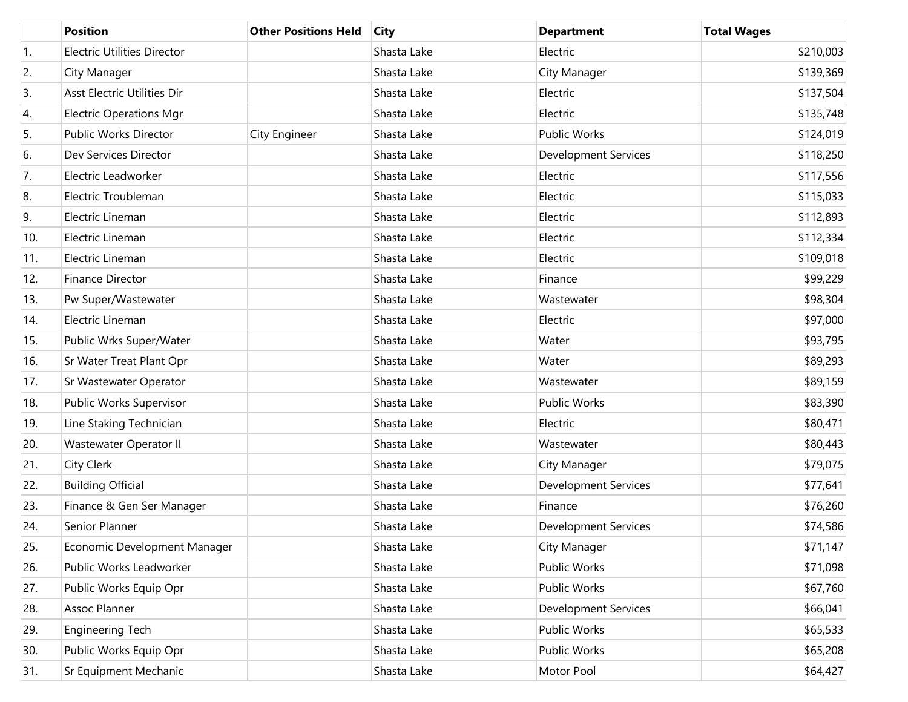| | Position | Other Positions Held | City | Department | Total Wages |
|---|---|---|---|---|---|
| 1. | Electric Utilities Director | | Shasta Lake | Electric | $210,003 |
| 2. | City Manager | | Shasta Lake | City Manager | $139,369 |
| 3. | Asst Electric Utilities Dir | | Shasta Lake | Electric | $137,504 |
| 4. | Electric Operations Mgr | | Shasta Lake | Electric | $135,748 |
| 5. | Public Works Director | City Engineer | Shasta Lake | Public Works | $124,019 |
| 6. | Dev Services Director | | Shasta Lake | Development Services | $118,250 |
| 7. | Electric Leadworker | | Shasta Lake | Electric | $117,556 |
| 8. | Electric Troubleman | | Shasta Lake | Electric | $115,033 |
| 9. | Electric Lineman | | Shasta Lake | Electric | $112,893 |
| 10. | Electric Lineman | | Shasta Lake | Electric | $112,334 |
| 11. | Electric Lineman | | Shasta Lake | Electric | $109,018 |
| 12. | Finance Director | | Shasta Lake | Finance | $99,229 |
| 13. | Pw Super/Wastewater | | Shasta Lake | Wastewater | $98,304 |
| 14. | Electric Lineman | | Shasta Lake | Electric | $97,000 |
| 15. | Public Wrks Super/Water | | Shasta Lake | Water | $93,795 |
| 16. | Sr Water Treat Plant Opr | | Shasta Lake | Water | $89,293 |
| 17. | Sr Wastewater Operator | | Shasta Lake | Wastewater | $89,159 |
| 18. | Public Works Supervisor | | Shasta Lake | Public Works | $83,390 |
| 19. | Line Staking Technician | | Shasta Lake | Electric | $80,471 |
| 20. | Wastewater Operator II | | Shasta Lake | Wastewater | $80,443 |
| 21. | City Clerk | | Shasta Lake | City Manager | $79,075 |
| 22. | Building Official | | Shasta Lake | Development Services | $77,641 |
| 23. | Finance & Gen Ser Manager | | Shasta Lake | Finance | $76,260 |
| 24. | Senior Planner | | Shasta Lake | Development Services | $74,586 |
| 25. | Economic Development Manager | | Shasta Lake | City Manager | $71,147 |
| 26. | Public Works Leadworker | | Shasta Lake | Public Works | $71,098 |
| 27. | Public Works Equip Opr | | Shasta Lake | Public Works | $67,760 |
| 28. | Assoc Planner | | Shasta Lake | Development Services | $66,041 |
| 29. | Engineering Tech | | Shasta Lake | Public Works | $65,533 |
| 30. | Public Works Equip Opr | | Shasta Lake | Public Works | $65,208 |
| 31. | Sr Equipment Mechanic | | Shasta Lake | Motor Pool | $64,427 |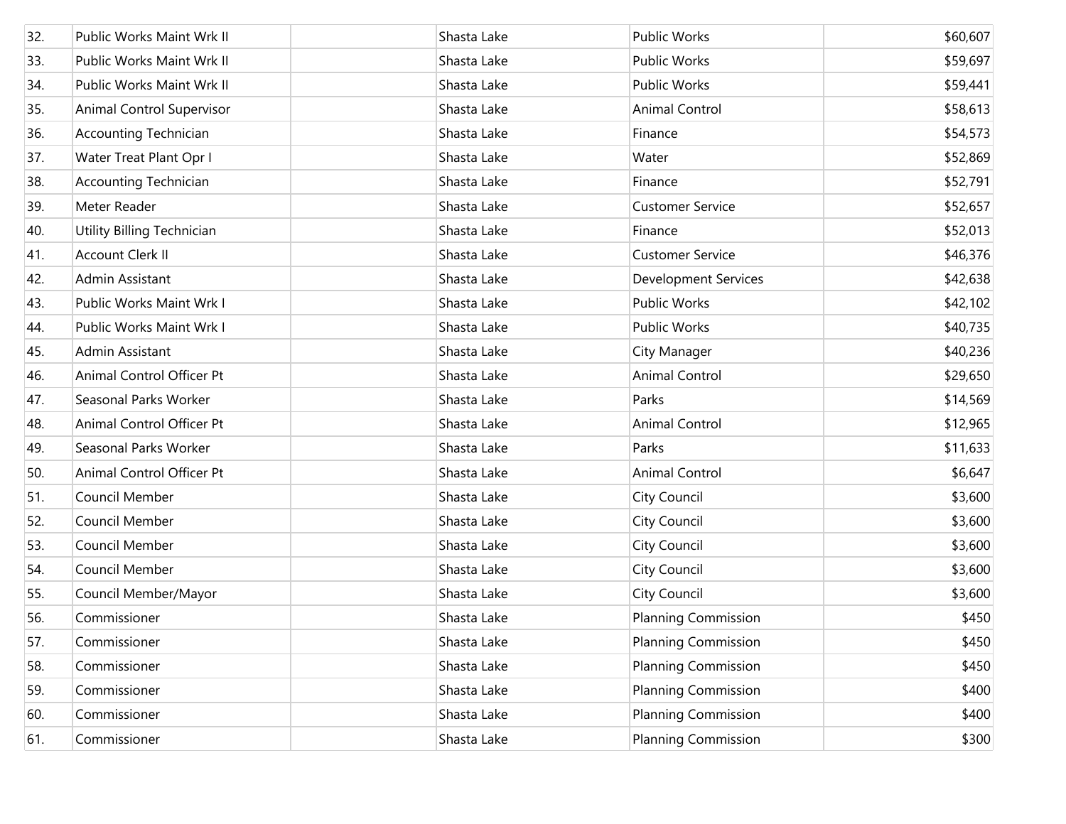| | | | | | |
|---|---|---|---|---|---|
| 32. | Public Works Maint Wrk II | | Shasta Lake | Public Works | $60,607 |
| 33. | Public Works Maint Wrk II | | Shasta Lake | Public Works | $59,697 |
| 34. | Public Works Maint Wrk II | | Shasta Lake | Public Works | $59,441 |
| 35. | Animal Control Supervisor | | Shasta Lake | Animal Control | $58,613 |
| 36. | Accounting Technician | | Shasta Lake | Finance | $54,573 |
| 37. | Water Treat Plant Opr I | | Shasta Lake | Water | $52,869 |
| 38. | Accounting Technician | | Shasta Lake | Finance | $52,791 |
| 39. | Meter Reader | | Shasta Lake | Customer Service | $52,657 |
| 40. | Utility Billing Technician | | Shasta Lake | Finance | $52,013 |
| 41. | Account Clerk II | | Shasta Lake | Customer Service | $46,376 |
| 42. | Admin Assistant | | Shasta Lake | Development Services | $42,638 |
| 43. | Public Works Maint Wrk I | | Shasta Lake | Public Works | $42,102 |
| 44. | Public Works Maint Wrk I | | Shasta Lake | Public Works | $40,735 |
| 45. | Admin Assistant | | Shasta Lake | City Manager | $40,236 |
| 46. | Animal Control Officer Pt | | Shasta Lake | Animal Control | $29,650 |
| 47. | Seasonal Parks Worker | | Shasta Lake | Parks | $14,569 |
| 48. | Animal Control Officer Pt | | Shasta Lake | Animal Control | $12,965 |
| 49. | Seasonal Parks Worker | | Shasta Lake | Parks | $11,633 |
| 50. | Animal Control Officer Pt | | Shasta Lake | Animal Control | $6,647 |
| 51. | Council Member | | Shasta Lake | City Council | $3,600 |
| 52. | Council Member | | Shasta Lake | City Council | $3,600 |
| 53. | Council Member | | Shasta Lake | City Council | $3,600 |
| 54. | Council Member | | Shasta Lake | City Council | $3,600 |
| 55. | Council Member/Mayor | | Shasta Lake | City Council | $3,600 |
| 56. | Commissioner | | Shasta Lake | Planning Commission | $450 |
| 57. | Commissioner | | Shasta Lake | Planning Commission | $450 |
| 58. | Commissioner | | Shasta Lake | Planning Commission | $450 |
| 59. | Commissioner | | Shasta Lake | Planning Commission | $400 |
| 60. | Commissioner | | Shasta Lake | Planning Commission | $400 |
| 61. | Commissioner | | Shasta Lake | Planning Commission | $300 |